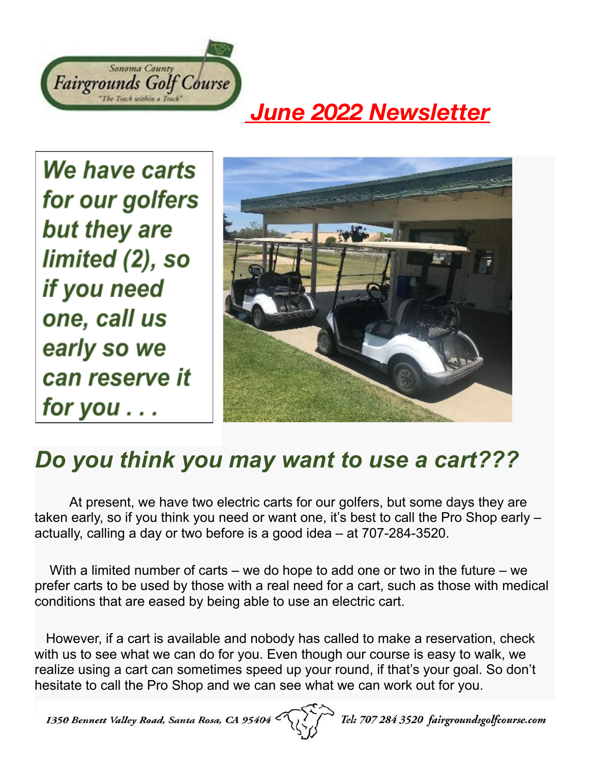Sonoma County
Fairgrounds Golf Course
"The Track within a Track"

# June 2022 Newsletter

***We have carts for our golfers but they are limited (2), so if you need one, call us early so we can reserve it for you . . .***

## *Do you think you may want to use a cart???*

At present, we have two electric carts for our golfers, but some days they are taken early, so if you think you need or want one, it's best to call the Pro Shop early – actually, calling a day or two before is a good idea – at 707-284-3520.

With a limited number of carts – we do hope to add one or two in the future – we prefer carts to be used by those with a real need for a cart, such as those with medical conditions that are eased by being able to use an electric cart.

However, if a cart is available and nobody has called to make a reservation, check with us to see what we can do for you. Even though our course is easy to walk, we realize using a cart can sometimes speed up your round, if that's your goal. So don't hesitate to call the Pro Shop and we can see what we can work out for you.

*1350 Bennett Valley Road, Santa Rosa, CA 95404 Tel: 707 284 3520 fairgroundsgolfcourse.com*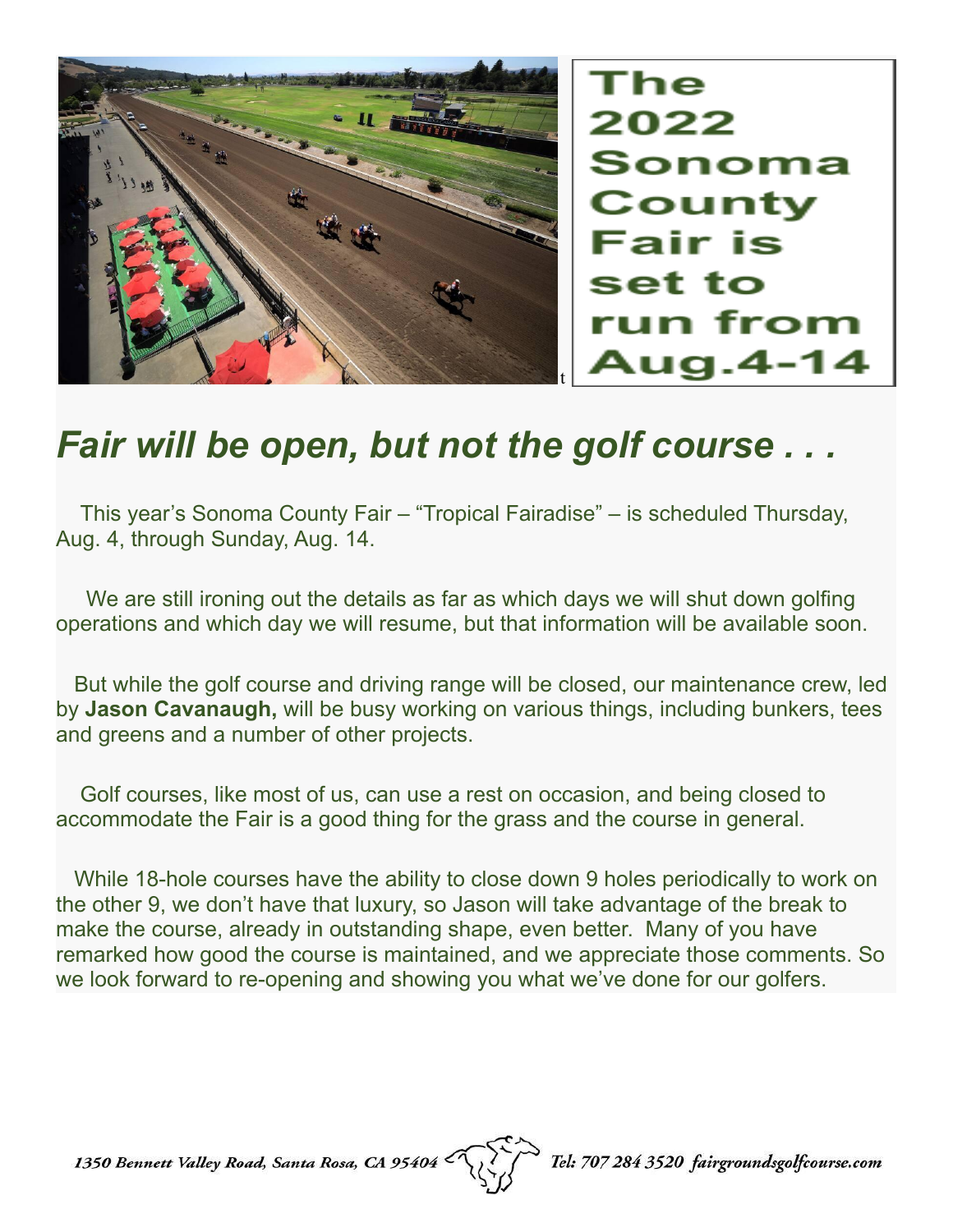# The 2022 Sonoma County Fair is set to run from Aug.4-14

## *Fair will be open, but not the golf course . . .*

This year's Sonoma County Fair – "Tropical Fairadise" – is scheduled Thursday, Aug. 4, through Sunday, Aug. 14.

We are still ironing out the details as far as which days we will shut down golfing operations and which day we will resume, but that information will be available soon.

But while the golf course and driving range will be closed, our maintenance crew, led by **Jason Cavanaugh,** will be busy working on various things, including bunkers, tees and greens and a number of other projects.

Golf courses, like most of us, can use a rest on occasion, and being closed to accommodate the Fair is a good thing for the grass and the course in general.

While 18-hole courses have the ability to close down 9 holes periodically to work on the other 9, we don't have that luxury, so Jason will take advantage of the break to make the course, already in outstanding shape, even better. Many of you have remarked how good the course is maintained, and we appreciate those comments. So we look forward to re-opening and showing you what we've done for our golfers.

*1350 Bennett Valley Road, Santa Rosa, CA 95404 Tel: 707 284 3520 fairgroundsgolfcourse.com*